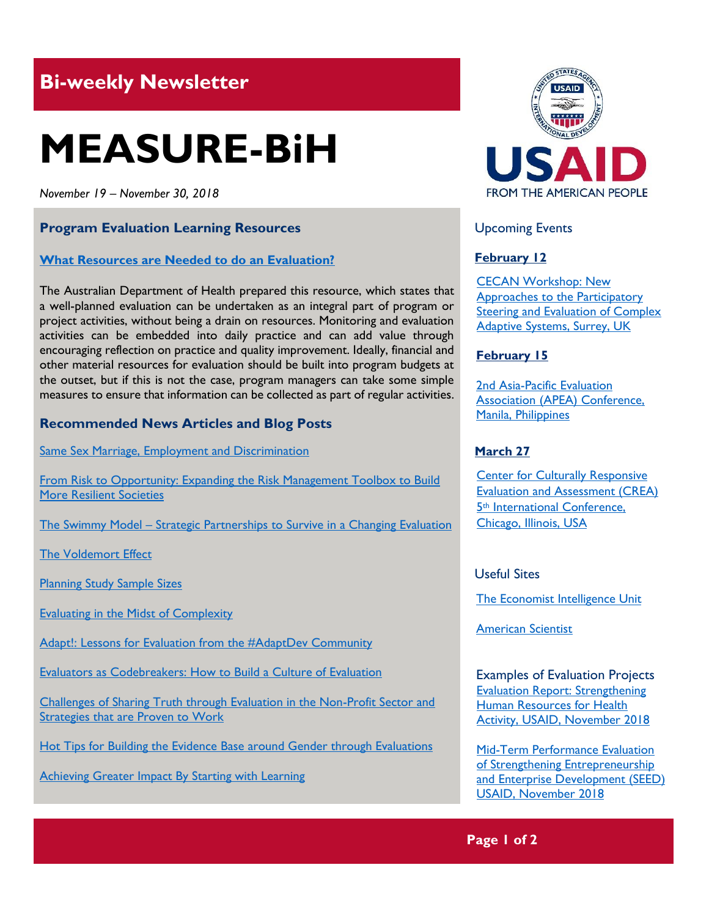## Bi-weekly Newsletter

# MEASURE-BiH

*November 19 – November 30, 2018*

### Program Evaluation Learning Resources

**What Resources are Needed to do an Evaluation?**

The Australian Department of Health prepared this resource, which states that a well-planned evaluation can be undertaken as an integral part of program or project activities, without being a drain on resources. Monitoring and evaluation activities can be embedded into daily practice and can add value through encouraging reflection on practice and quality improvement. Ideally, financial and other material resources for evaluation should be built into program budgets at the outset, but if this is not the case, program managers can take some simple measures to ensure that information can be collected as part of regular activities.

### Recommended News Articles and Blog Posts

Same Sex Marriage, Employment and Discrimination

From Risk to Opportunity: Expanding the Risk Management Toolbox to Build More Resilient Societies

The Swimmy Model – Strategic Partnerships to Survive in a Changing Evaluation

The Voldemort Effect

Planning Study Sample Sizes

Evaluating in the Midst of Complexity

Adapt!: Lessons for Evaluation from the #AdaptDev Community

Evaluators as Codebreakers: How to Build a Culture of Evaluation

Challenges of Sharing Truth through Evaluation in the Non-Profit Sector and Strategies that are Proven to Work

Hot Tips for Building the Evidence Base around Gender through Evaluations

Achieving Greater Impact By Starting with Learning

USAID
FROM THE AMERICAN PEOPLE

### Upcoming Events

**February 12**

CECAN Workshop: New Approaches to the Participatory Steering and Evaluation of Complex Adaptive Systems, Surrey, UK

**February 15**

2nd Asia-Pacific Evaluation Association (APEA) Conference, Manila, Philippines

**March 27**

Center for Culturally Responsive Evaluation and Assessment (CREA) 5th International Conference, Chicago, Illinois, USA

### Useful Sites

The Economist Intelligence Unit

American Scientist

### Examples of Evaluation Projects

Evaluation Report: Strengthening Human Resources for Health Activity, USAID, November 2018

Mid-Term Performance Evaluation of Strengthening Entrepreneurship and Enterprise Development (SEED) USAID, November 2018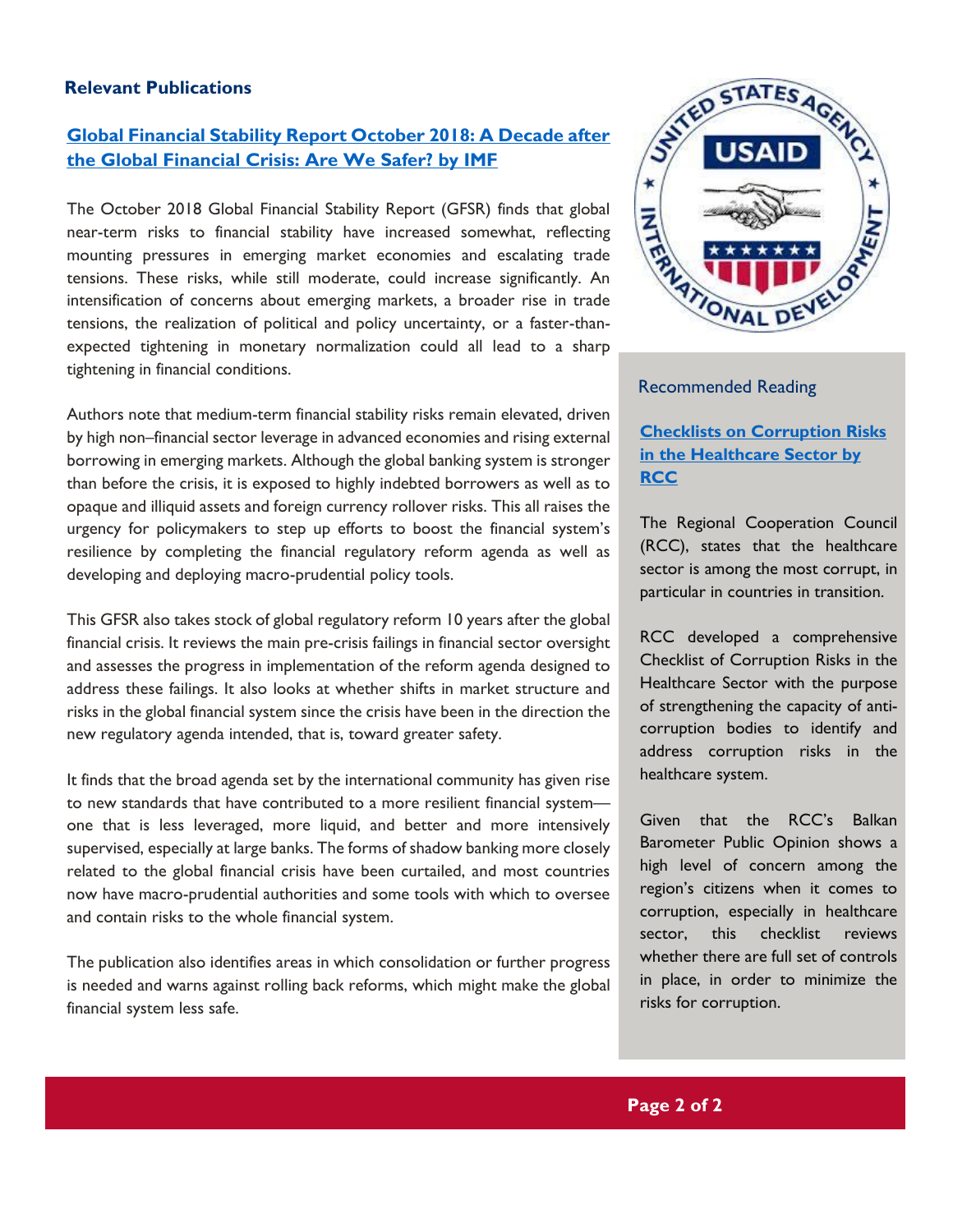## Relevant Publications

### Global Financial Stability Report October 2018: A Decade after the Global Financial Crisis: Are We Safer? by IMF

The October 2018 Global Financial Stability Report (GFSR) finds that global near-term risks to financial stability have increased somewhat, reflecting mounting pressures in emerging market economies and escalating trade tensions. These risks, while still moderate, could increase significantly. An intensification of concerns about emerging markets, a broader rise in trade tensions, the realization of political and policy uncertainty, or a faster-than-expected tightening in monetary normalization could all lead to a sharp tightening in financial conditions.

Authors note that medium-term financial stability risks remain elevated, driven by high non–financial sector leverage in advanced economies and rising external borrowing in emerging markets. Although the global banking system is stronger than before the crisis, it is exposed to highly indebted borrowers as well as to opaque and illiquid assets and foreign currency rollover risks. This all raises the urgency for policymakers to step up efforts to boost the financial system's resilience by completing the financial regulatory reform agenda as well as developing and deploying macro-prudential policy tools.

This GFSR also takes stock of global regulatory reform 10 years after the global financial crisis. It reviews the main pre-crisis failings in financial sector oversight and assesses the progress in implementation of the reform agenda designed to address these failings. It also looks at whether shifts in market structure and risks in the global financial system since the crisis have been in the direction the new regulatory agenda intended, that is, toward greater safety.

It finds that the broad agenda set by the international community has given rise to new standards that have contributed to a more resilient financial system—one that is less leveraged, more liquid, and better and more intensively supervised, especially at large banks. The forms of shadow banking more closely related to the global financial crisis have been curtailed, and most countries now have macro-prudential authorities and some tools with which to oversee and contain risks to the whole financial system.

The publication also identifies areas in which consolidation or further progress is needed and warns against rolling back reforms, which might make the global financial system less safe.

## Recommended Reading

### Checklists on Corruption Risks in the Healthcare Sector by RCC

The Regional Cooperation Council (RCC), states that the healthcare sector is among the most corrupt, in particular in countries in transition.

RCC developed a comprehensive Checklist of Corruption Risks in the Healthcare Sector with the purpose of strengthening the capacity of anti-corruption bodies to identify and address corruption risks in the healthcare system.

Given that the RCC's Balkan Barometer Public Opinion shows a high level of concern among the region's citizens when it comes to corruption, especially in healthcare sector, this checklist reviews whether there are full set of controls in place, in order to minimize the risks for corruption.